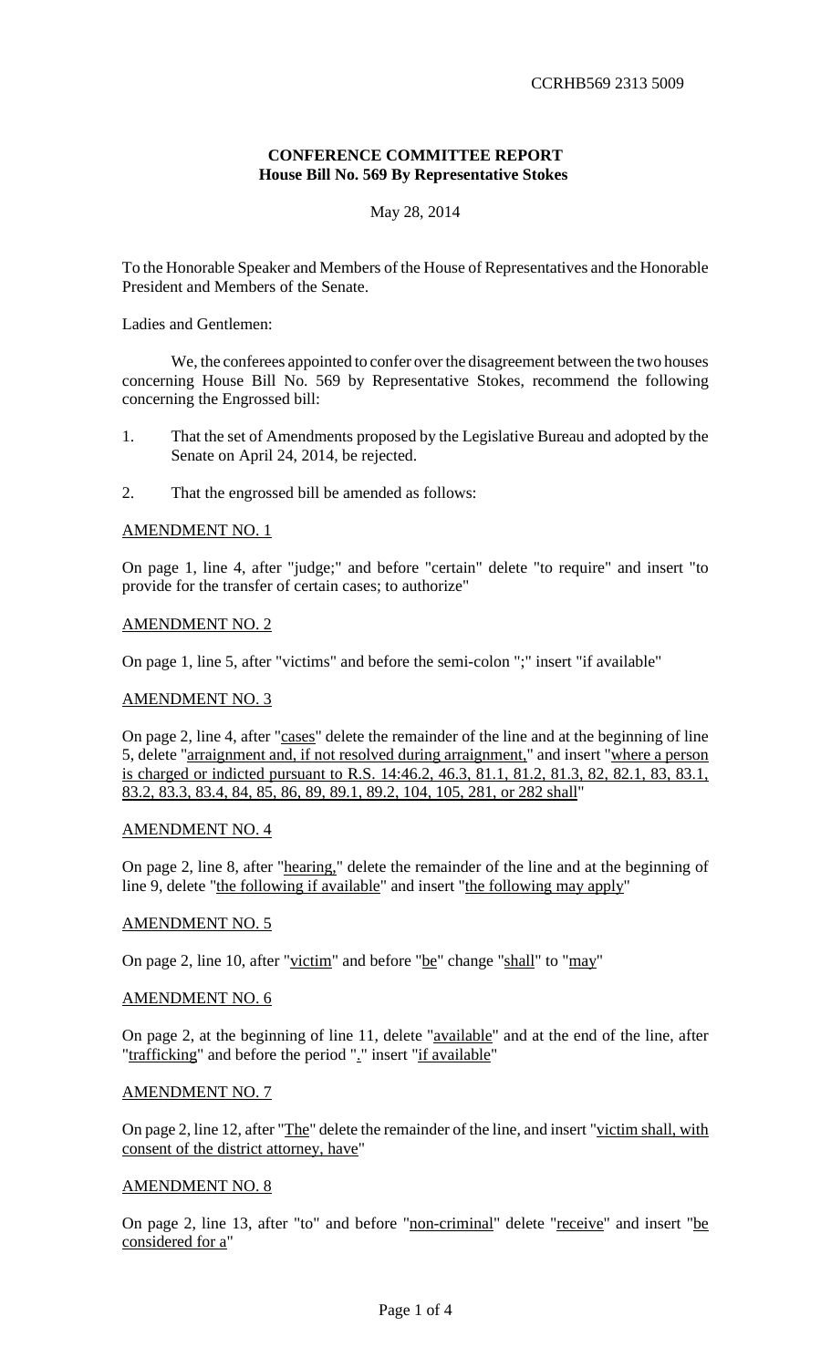CCRHB569 2313 5009

**CONFERENCE COMMITTEE REPORT**
**House Bill No. 569 By Representative Stokes**

May 28, 2014

To the Honorable Speaker and Members of the House of Representatives and the Honorable President and Members of the Senate.

Ladies and Gentlemen:

We, the conferees appointed to confer over the disagreement between the two houses concerning House Bill No. 569 by Representative Stokes, recommend the following concerning the Engrossed bill:

1. That the set of Amendments proposed by the Legislative Bureau and adopted by the Senate on April 24, 2014, be rejected.

2. That the engrossed bill be amended as follows:

AMENDMENT NO. 1

On page 1, line 4, after "judge;" and before "certain" delete "to require" and insert "to provide for the transfer of certain cases; to authorize"

AMENDMENT NO. 2

On page 1, line 5, after "victims" and before the semi-colon ";" insert "if available"

AMENDMENT NO. 3

On page 2, line 4, after "cases" delete the remainder of the line and at the beginning of line 5, delete "arraignment and, if not resolved during arraignment," and insert "where a person is charged or indicted pursuant to R.S. 14:46.2, 46.3, 81.1, 81.2, 81.3, 82, 82.1, 83, 83.1, 83.2, 83.3, 83.4, 84, 85, 86, 89, 89.1, 89.2, 104, 105, 281, or 282 shall"

AMENDMENT NO. 4

On page 2, line 8, after "hearing," delete the remainder of the line and at the beginning of line 9, delete "the following if available" and insert "the following may apply"

AMENDMENT NO. 5

On page 2, line 10, after "victim" and before "be" change "shall" to "may"

AMENDMENT NO. 6

On page 2, at the beginning of line 11, delete "available" and at the end of the line, after "trafficking" and before the period "." insert "if available"

AMENDMENT NO. 7

On page 2, line 12, after "The" delete the remainder of the line, and insert "victim shall, with consent of the district attorney, have"

AMENDMENT NO. 8

On page 2, line 13, after "to" and before "non-criminal" delete "receive" and insert "be considered for a"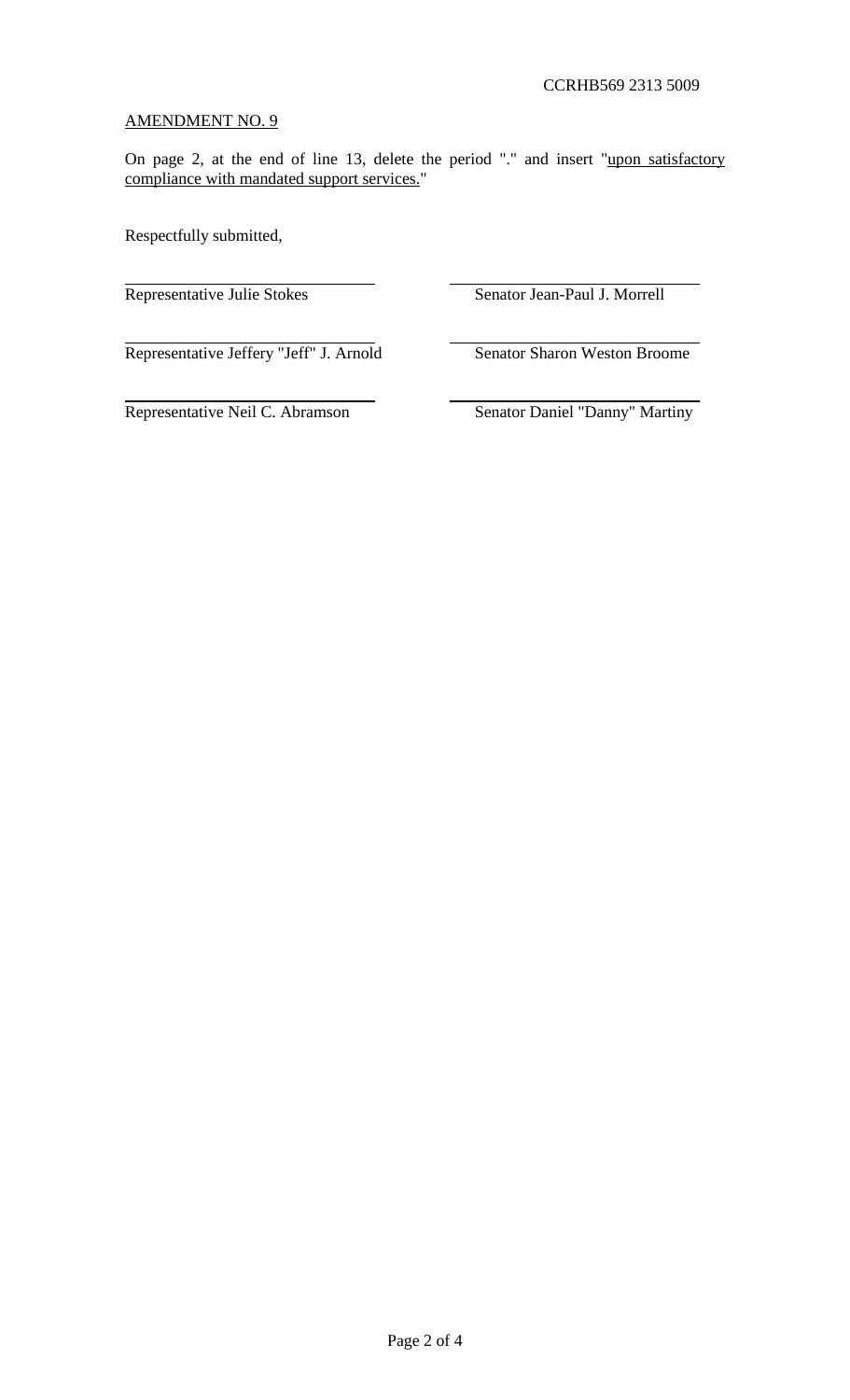CCRHB569 2313 5009

AMENDMENT NO. 9

On page 2, at the end of line 13, delete the period "." and insert "upon satisfactory compliance with mandated support services."

Respectfully submitted,

| | |
|---|---|
| Representative Julie Stokes | Senator Jean-Paul J. Morrell |
| Representative Jeffery "Jeff" J. Arnold | Senator Sharon Weston Broome |
| Representative Neil C. Abramson | Senator Daniel "Danny" Martiny |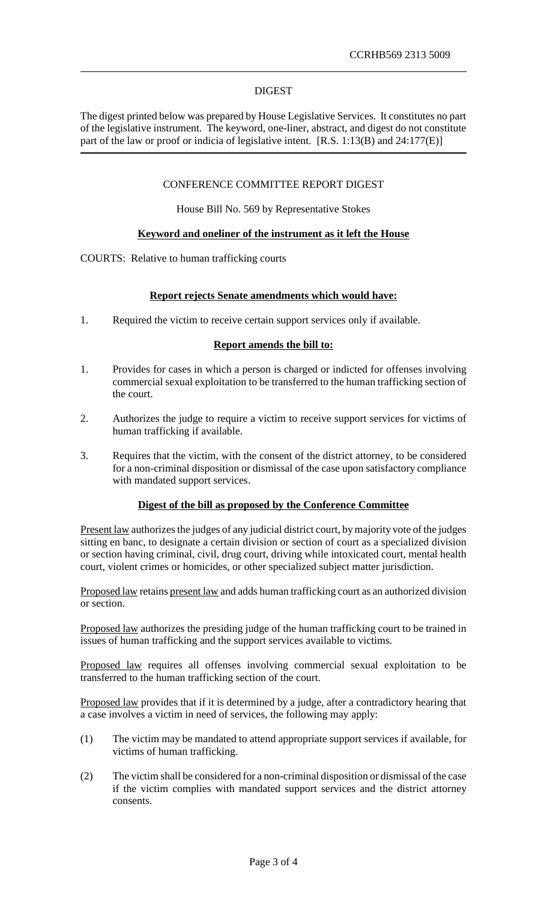CCRHB569 2313 5009

DIGEST

The digest printed below was prepared by House Legislative Services. It constitutes no part of the legislative instrument. The keyword, one-liner, abstract, and digest do not constitute part of the law or proof or indicia of legislative intent. [R.S. 1:13(B) and 24:177(E)]

CONFERENCE COMMITTEE REPORT DIGEST

House Bill No. 569 by Representative Stokes

**Keyword and oneliner of the instrument as it left the House**

COURTS: Relative to human trafficking courts

**Report rejects Senate amendments which would have:**

1. Required the victim to receive certain support services only if available.

**Report amends the bill to:**

1. Provides for cases in which a person is charged or indicted for offenses involving commercial sexual exploitation to be transferred to the human trafficking section of the court.

2. Authorizes the judge to require a victim to receive support services for victims of human trafficking if available.

3. Requires that the victim, with the consent of the district attorney, to be considered for a non-criminal disposition or dismissal of the case upon satisfactory compliance with mandated support services.

**Digest of the bill as proposed by the Conference Committee**

Present law authorizes the judges of any judicial district court, by majority vote of the judges sitting en banc, to designate a certain division or section of court as a specialized division or section having criminal, civil, drug court, driving while intoxicated court, mental health court, violent crimes or homicides, or other specialized subject matter jurisdiction.

Proposed law retains present law and adds human trafficking court as an authorized division or section.

Proposed law authorizes the presiding judge of the human trafficking court to be trained in issues of human trafficking and the support services available to victims.

Proposed law requires all offenses involving commercial sexual exploitation to be transferred to the human trafficking section of the court.

Proposed law provides that if it is determined by a judge, after a contradictory hearing that a case involves a victim in need of services, the following may apply:

(1) The victim may be mandated to attend appropriate support services if available, for victims of human trafficking.

(2) The victim shall be considered for a non-criminal disposition or dismissal of the case if the victim complies with mandated support services and the district attorney consents.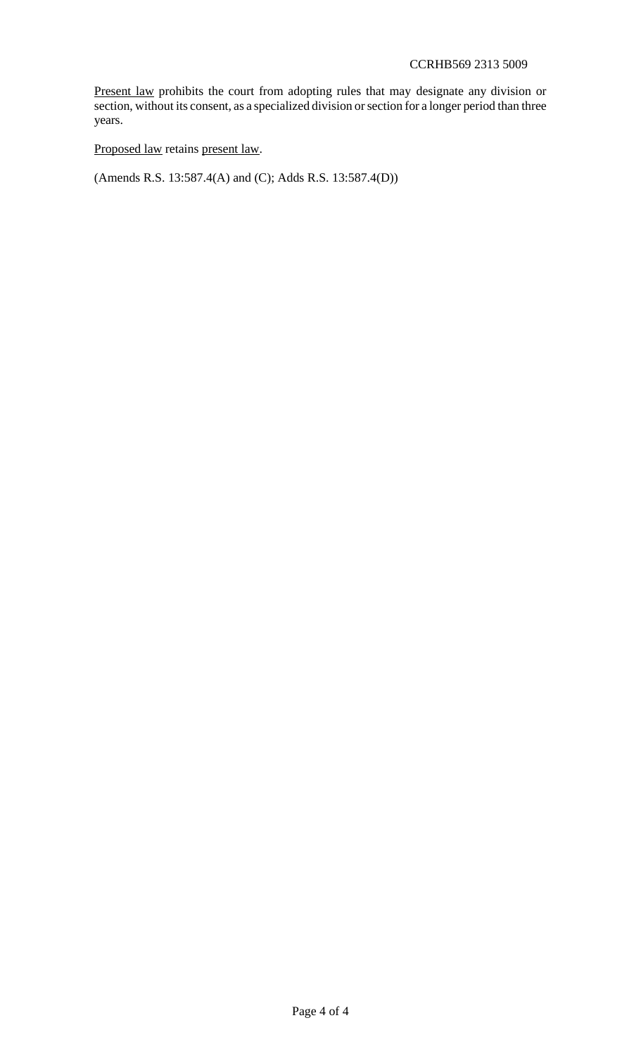Present law prohibits the court from adopting rules that may designate any division or section, without its consent, as a specialized division or section for a longer period than three years.

Proposed law retains present law.

(Amends R.S. 13:587.4(A) and (C); Adds R.S. 13:587.4(D))